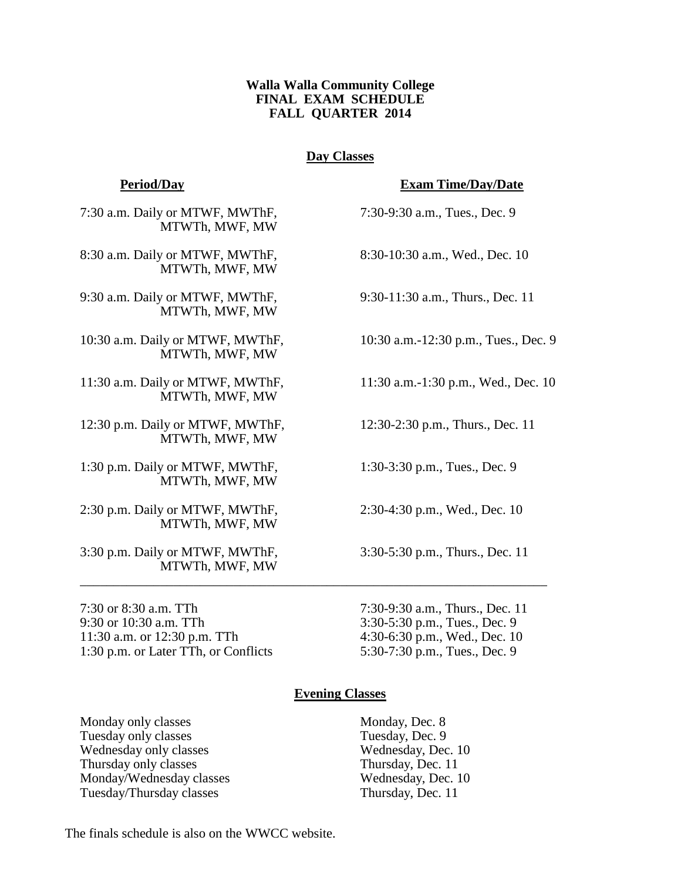**Walla Walla Community College**
**FINAL EXAM SCHEDULE**
**FALL QUARTER 2014**

## Day Classes

| Period/Day | Exam Time/Day/Date |
|---|---|
| 7:30 a.m. Daily or MTWF, MWThF, MTWTh, MWF, MW | 7:30-9:30 a.m., Tues., Dec. 9 |
| 8:30 a.m. Daily or MTWF, MWThF, MTWTh, MWF, MW | 8:30-10:30 a.m., Wed., Dec. 10 |
| 9:30 a.m. Daily or MTWF, MWThF, MTWTh, MWF, MW | 9:30-11:30 a.m., Thurs., Dec. 11 |
| 10:30 a.m. Daily or MTWF, MWThF, MTWTh, MWF, MW | 10:30 a.m.-12:30 p.m., Tues., Dec. 9 |
| 11:30 a.m. Daily or MTWF, MWThF, MTWTh, MWF, MW | 11:30 a.m.-1:30 p.m., Wed., Dec. 10 |
| 12:30 p.m. Daily or MTWF, MWThF, MTWTh, MWF, MW | 12:30-2:30 p.m., Thurs., Dec. 11 |
| 1:30 p.m. Daily or MTWF, MWThF, MTWTh, MWF, MW | 1:30-3:30 p.m., Tues., Dec. 9 |
| 2:30 p.m. Daily or MTWF, MWThF, MTWTh, MWF, MW | 2:30-4:30 p.m., Wed., Dec. 10 |
| 3:30 p.m. Daily or MTWF, MWThF, MTWTh, MWF, MW | 3:30-5:30 p.m., Thurs., Dec. 11 |

---

| | |
|---|---|
| 7:30 or 8:30 a.m. TTh | 7:30-9:30 a.m., Thurs., Dec. 11 |
| 9:30 or 10:30 a.m. TTh | 3:30-5:30 p.m., Tues., Dec. 9 |
| 11:30 a.m. or 12:30 p.m. TTh | 4:30-6:30 p.m., Wed., Dec. 10 |
| 1:30 p.m. or Later TTh, or Conflicts | 5:30-7:30 p.m., Tues., Dec. 9 |

## Evening Classes

| | |
|---|---|
| Monday only classes | Monday, Dec. 8 |
| Tuesday only classes | Tuesday, Dec. 9 |
| Wednesday only classes | Wednesday, Dec. 10 |
| Thursday only classes | Thursday, Dec. 11 |
| Monday/Wednesday classes | Wednesday, Dec. 10 |
| Tuesday/Thursday classes | Thursday, Dec. 11 |

The finals schedule is also on the WWCC website.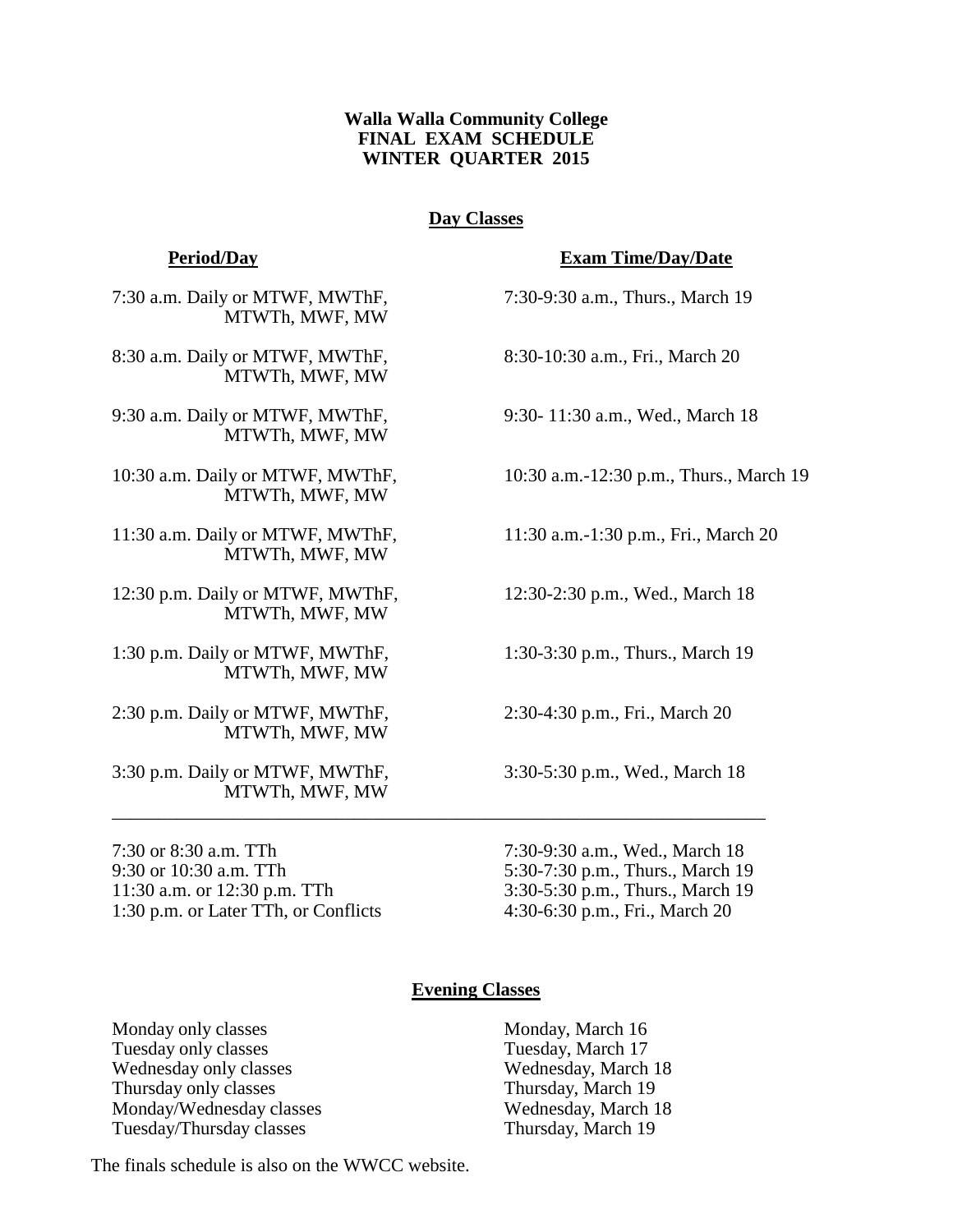**Walla Walla Community College**
**FINAL EXAM SCHEDULE**
**WINTER QUARTER 2015**

## Day Classes

| **Period/Day** | **Exam Time/Day/Date** |
|---|---|
| 7:30 a.m. Daily or MTWF, MWThF, MTWTh, MWF, MW | 7:30-9:30 a.m., Thurs., March 19 |
| 8:30 a.m. Daily or MTWF, MWThF, MTWTh, MWF, MW | 8:30-10:30 a.m., Fri., March 20 |
| 9:30 a.m. Daily or MTWF, MWThF, MTWTh, MWF, MW | 9:30- 11:30 a.m., Wed., March 18 |
| 10:30 a.m. Daily or MTWF, MWThF, MTWTh, MWF, MW | 10:30 a.m.-12:30 p.m., Thurs., March 19 |
| 11:30 a.m. Daily or MTWF, MWThF, MTWTh, MWF, MW | 11:30 a.m.-1:30 p.m., Fri., March 20 |
| 12:30 p.m. Daily or MTWF, MWThF, MTWTh, MWF, MW | 12:30-2:30 p.m., Wed., March 18 |
| 1:30 p.m. Daily or MTWF, MWThF, MTWTh, MWF, MW | 1:30-3:30 p.m., Thurs., March 19 |
| 2:30 p.m. Daily or MTWF, MWThF, MTWTh, MWF, MW | 2:30-4:30 p.m., Fri., March 20 |
| 3:30 p.m. Daily or MTWF, MWThF, MTWTh, MWF, MW | 3:30-5:30 p.m., Wed., March 18 |

---

| | |
|---|---|
| 7:30 or 8:30 a.m. TTh | 7:30-9:30 a.m., Wed., March 18 |
| 9:30 or 10:30 a.m. TTh | 5:30-7:30 p.m., Thurs., March 19 |
| 11:30 a.m. or 12:30 p.m. TTh | 3:30-5:30 p.m., Thurs., March 19 |
| 1:30 p.m. or Later TTh, or Conflicts | 4:30-6:30 p.m., Fri., March 20 |

## Evening Classes

| | |
|---|---|
| Monday only classes | Monday, March 16 |
| Tuesday only classes | Tuesday, March 17 |
| Wednesday only classes | Wednesday, March 18 |
| Thursday only classes | Thursday, March 19 |
| Monday/Wednesday classes | Wednesday, March 18 |
| Tuesday/Thursday classes | Thursday, March 19 |

The finals schedule is also on the WWCC website.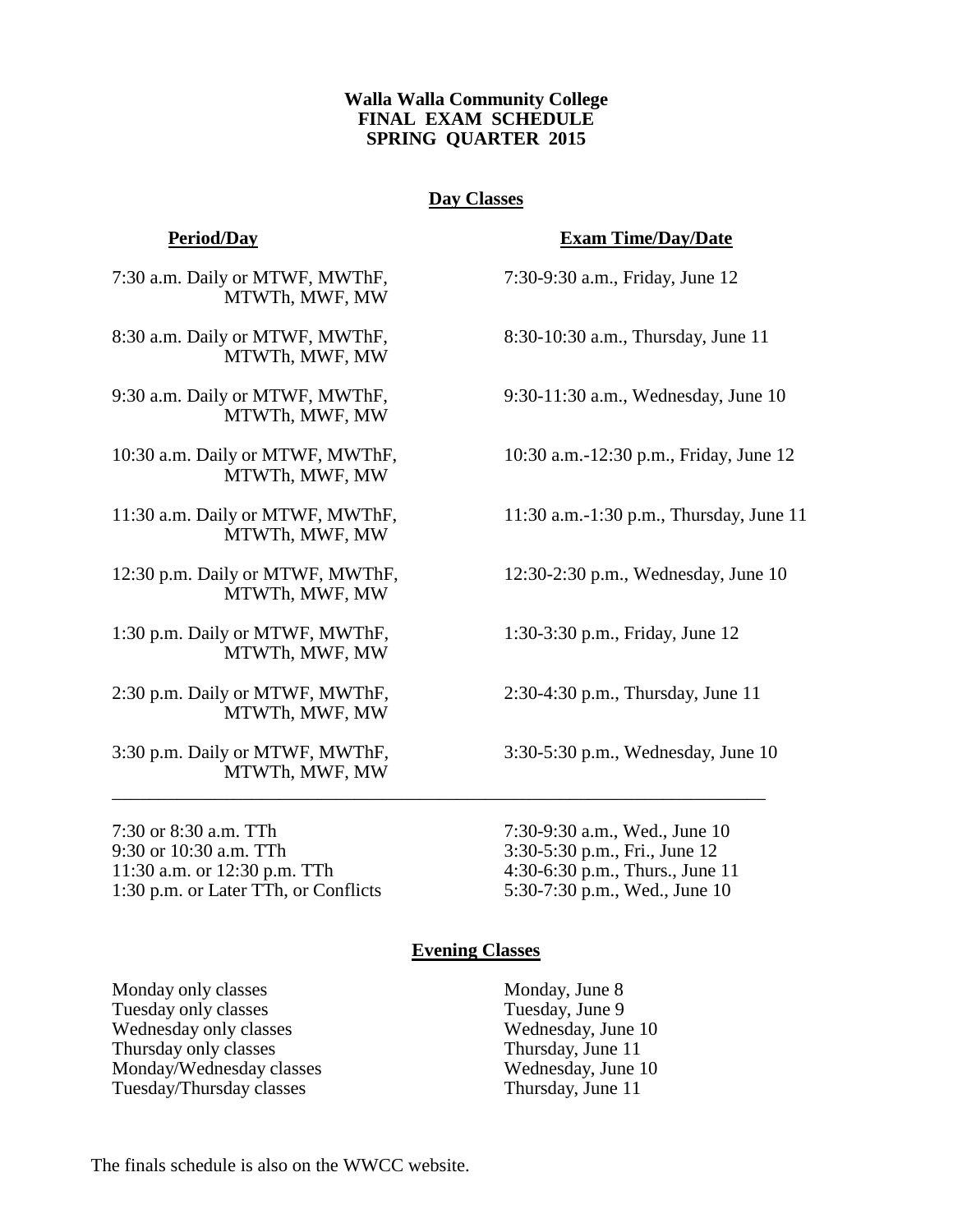**Walla Walla Community College**
**FINAL EXAM SCHEDULE**
**SPRING QUARTER 2015**

## Day Classes

| Period/Day | Exam Time/Day/Date |
|---|---|
| 7:30 a.m. Daily or MTWF, MWThF, MTWTh, MWF, MW | 7:30-9:30 a.m., Friday, June 12 |
| 8:30 a.m. Daily or MTWF, MWThF, MTWTh, MWF, MW | 8:30-10:30 a.m., Thursday, June 11 |
| 9:30 a.m. Daily or MTWF, MWThF, MTWTh, MWF, MW | 9:30-11:30 a.m., Wednesday, June 10 |
| 10:30 a.m. Daily or MTWF, MWThF, MTWTh, MWF, MW | 10:30 a.m.-12:30 p.m., Friday, June 12 |
| 11:30 a.m. Daily or MTWF, MWThF, MTWTh, MWF, MW | 11:30 a.m.-1:30 p.m., Thursday, June 11 |
| 12:30 p.m. Daily or MTWF, MWThF, MTWTh, MWF, MW | 12:30-2:30 p.m., Wednesday, June 10 |
| 1:30 p.m. Daily or MTWF, MWThF, MTWTh, MWF, MW | 1:30-3:30 p.m., Friday, June 12 |
| 2:30 p.m. Daily or MTWF, MWThF, MTWTh, MWF, MW | 2:30-4:30 p.m., Thursday, June 11 |
| 3:30 p.m. Daily or MTWF, MWThF, MTWTh, MWF, MW | 3:30-5:30 p.m., Wednesday, June 10 |

---

| | |
|---|---|
| 7:30 or 8:30 a.m. TTh | 7:30-9:30 a.m., Wed., June 10 |
| 9:30 or 10:30 a.m. TTh | 3:30-5:30 p.m., Fri., June 12 |
| 11:30 a.m. or 12:30 p.m. TTh | 4:30-6:30 p.m., Thurs., June 11 |
| 1:30 p.m. or Later TTh, or Conflicts | 5:30-7:30 p.m., Wed., June 10 |

## Evening Classes

| | |
|---|---|
| Monday only classes | Monday, June 8 |
| Tuesday only classes | Tuesday, June 9 |
| Wednesday only classes | Wednesday, June 10 |
| Thursday only classes | Thursday, June 11 |
| Monday/Wednesday classes | Wednesday, June 10 |
| Tuesday/Thursday classes | Thursday, June 11 |

The finals schedule is also on the WWCC website.